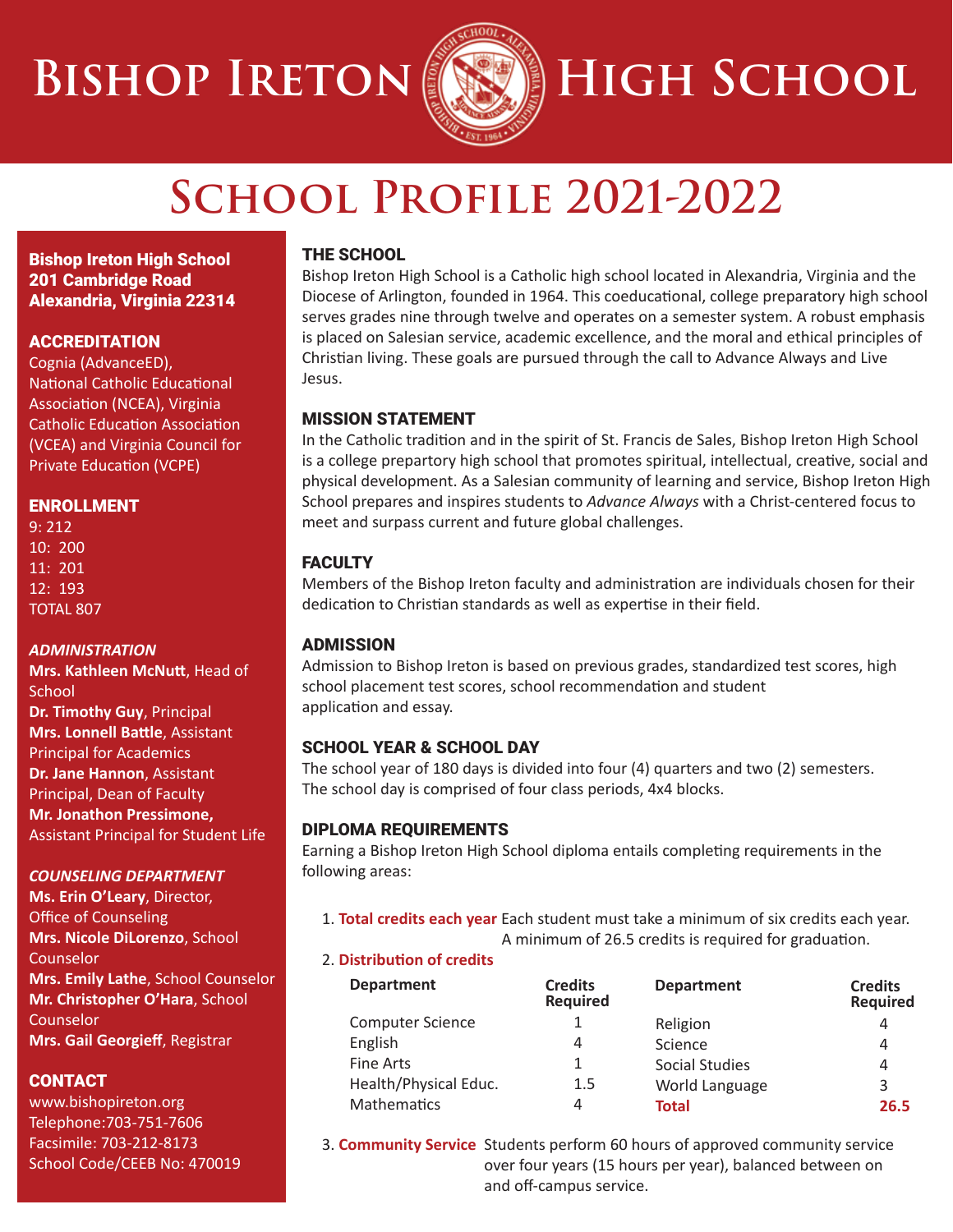# Bishop Ireton High School

## School Profile 2021-2022

**Bishop Ireton High School**
**201 Cambridge Road**
**Alexandria, Virginia 22314**

### ACCREDITATION

Cognia (AdvanceED), National Catholic Educational Association (NCEA), Virginia Catholic Education Association (VCEA) and Virginia Council for Private Education (VCPE)

### ENROLLMENT

9: 212
10: 200
11: 201
12: 193
TOTAL 807

### *ADMINISTRATION*

**Mrs. Kathleen McNutt**, Head of School
**Dr. Timothy Guy**, Principal
**Mrs. Lonnell Battle**, Assistant Principal for Academics
**Dr. Jane Hannon**, Assistant Principal, Dean of Faculty
**Mr. Jonathon Pressimone,** Assistant Principal for Student Life

### *COUNSELING DEPARTMENT*

**Ms. Erin O'Leary**, Director, Office of Counseling
**Mrs. Nicole DiLorenzo**, School Counselor
**Mrs. Emily Lathe**, School Counselor
**Mr. Christopher O'Hara**, School Counselor
**Mrs. Gail Georgieff**, Registrar

### CONTACT

www.bishopireton.org
Telephone:703-751-7606
Facsimile: 703-212-8173
School Code/CEEB No: 470019

### THE SCHOOL

Bishop Ireton High School is a Catholic high school located in Alexandria, Virginia and the Diocese of Arlington, founded in 1964. This coeducational, college preparatory high school serves grades nine through twelve and operates on a semester system. A robust emphasis is placed on Salesian service, academic excellence, and the moral and ethical principles of Christian living. These goals are pursued through the call to Advance Always and Live Jesus.

### MISSION STATEMENT

In the Catholic tradition and in the spirit of St. Francis de Sales, Bishop Ireton High School is a college prepartory high school that promotes spiritual, intellectual, creative, social and physical development. As a Salesian community of learning and service, Bishop Ireton High School prepares and inspires students to *Advance Always* with a Christ-centered focus to meet and surpass current and future global challenges.

### FACULTY

Members of the Bishop Ireton faculty and administration are individuals chosen for their dedication to Christian standards as well as expertise in their field.

### ADMISSION

Admission to Bishop Ireton is based on previous grades, standardized test scores, high school placement test scores, school recommendation and student application and essay.

### SCHOOL YEAR & SCHOOL DAY

The school year of 180 days is divided into four (4) quarters and two (2) semesters. The school day is comprised of four class periods, 4x4 blocks.

### DIPLOMA REQUIREMENTS

Earning a Bishop Ireton High School diploma entails completing requirements in the following areas:

1. **Total credits each year** Each student must take a minimum of six credits each year. A minimum of 26.5 credits is required for graduation.
2. **Distribution of credits**

| Department | Credits Required | Department | Credits Required |
|---|---|---|---|
| Computer Science | 1 | Religion | 4 |
| English | 4 | Science | 4 |
| Fine Arts | 1 | Social Studies | 4 |
| Health/Physical Educ. | 1.5 | World Language | 3 |
| Mathematics | 4 | **Total** | **26.5** |

3. **Community Service** Students perform 60 hours of approved community service over four years (15 hours per year), balanced between on and off-campus service.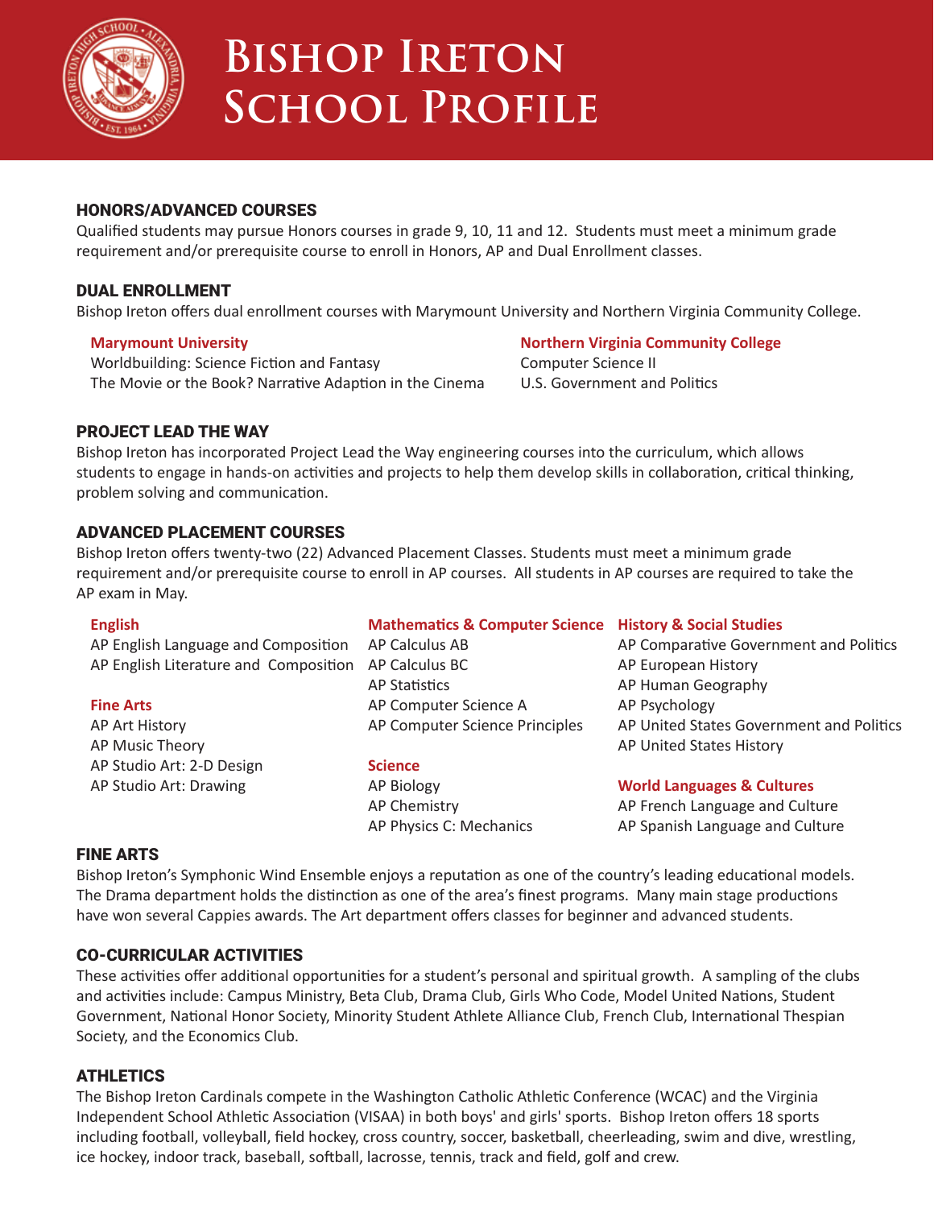# Bishop Ireton School Profile

## HONORS/ADVANCED COURSES

Qualified students may pursue Honors courses in grade 9, 10, 11 and 12. Students must meet a minimum grade requirement and/or prerequisite course to enroll in Honors, AP and Dual Enrollment classes.

## DUAL ENROLLMENT

Bishop Ireton offers dual enrollment courses with Marymount University and Northern Virginia Community College.

### Marymount University

Worldbuilding: Science Fiction and Fantasy
The Movie or the Book? Narrative Adaption in the Cinema

### Northern Virginia Community College

Computer Science II
U.S. Government and Politics

## PROJECT LEAD THE WAY

Bishop Ireton has incorporated Project Lead the Way engineering courses into the curriculum, which allows students to engage in hands-on activities and projects to help them develop skills in collaboration, critical thinking, problem solving and communication.

## ADVANCED PLACEMENT COURSES

Bishop Ireton offers twenty-two (22) Advanced Placement Classes. Students must meet a minimum grade requirement and/or prerequisite course to enroll in AP courses. All students in AP courses are required to take the AP exam in May.

### English

AP English Language and Composition
AP English Literature and Composition

### Fine Arts

AP Art History
AP Music Theory
AP Studio Art: 2-D Design
AP Studio Art: Drawing

### Mathematics & Computer Science

AP Calculus AB
AP Calculus BC
AP Statistics
AP Computer Science A
AP Computer Science Principles

### Science

AP Biology
AP Chemistry
AP Physics C: Mechanics

### History & Social Studies

AP Comparative Government and Politics
AP European History
AP Human Geography
AP Psychology
AP United States Government and Politics
AP United States History

### World Languages & Cultures

AP French Language and Culture
AP Spanish Language and Culture

## FINE ARTS

Bishop Ireton's Symphonic Wind Ensemble enjoys a reputation as one of the country's leading educational models. The Drama department holds the distinction as one of the area's finest programs. Many main stage productions have won several Cappies awards. The Art department offers classes for beginner and advanced students.

## CO-CURRICULAR ACTIVITIES

These activities offer additional opportunities for a student's personal and spiritual growth. A sampling of the clubs and activities include: Campus Ministry, Beta Club, Drama Club, Girls Who Code, Model United Nations, Student Government, National Honor Society, Minority Student Athlete Alliance Club, French Club, International Thespian Society, and the Economics Club.

## ATHLETICS

The Bishop Ireton Cardinals compete in the Washington Catholic Athletic Conference (WCAC) and the Virginia Independent School Athletic Association (VISAA) in both boys' and girls' sports. Bishop Ireton offers 18 sports including football, volleyball, field hockey, cross country, soccer, basketball, cheerleading, swim and dive, wrestling, ice hockey, indoor track, baseball, softball, lacrosse, tennis, track and field, golf and crew.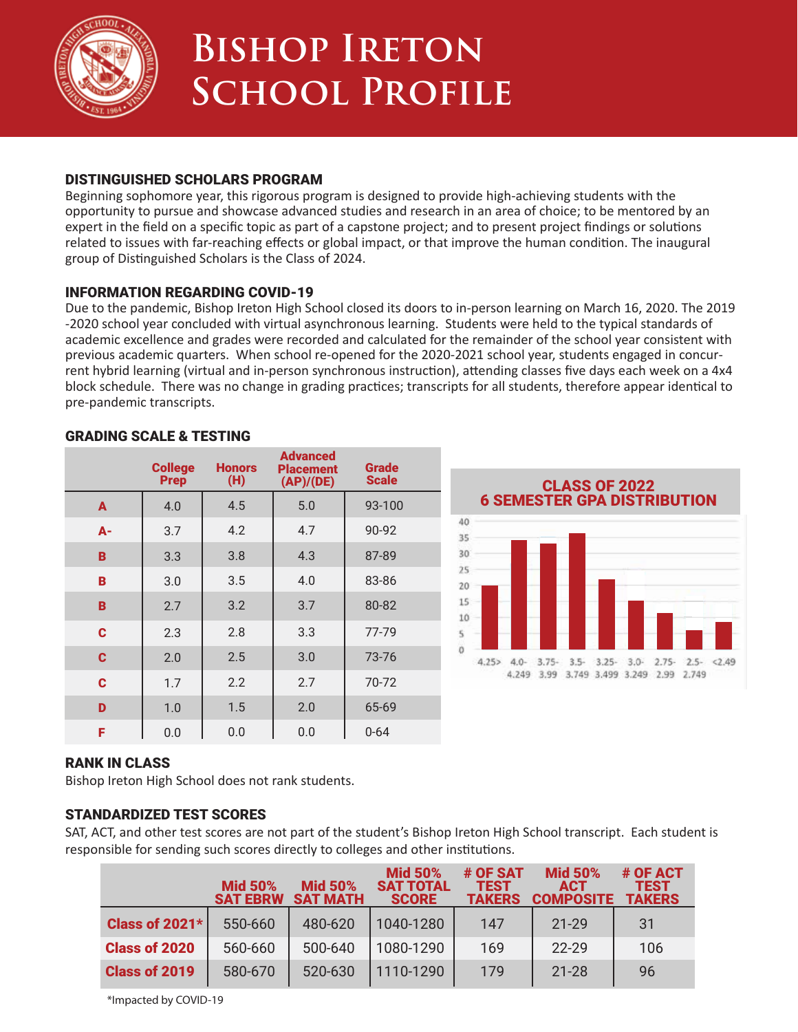// Bishop Ireton School Profile — page 3 of 4

# Bishop Ireton School Profile

## DISTINGUISHED SCHOLARS PROGRAM

Beginning sophomore year, this rigorous program is designed to provide high-achieving students with the opportunity to pursue and showcase advanced studies and research in an area of choice; to be mentored by an expert in the field on a specific topic as part of a capstone project; and to present project findings or solutions related to issues with far-reaching effects or global impact, or that improve the human condition. The inaugural group of Distinguished Scholars is the Class of 2024.

## INFORMATION REGARDING COVID-19

Due to the pandemic, Bishop Ireton High School closed its doors to in-person learning on March 16, 2020. The 2019-2020 school year concluded with virtual asynchronous learning. Students were held to the typical standards of academic excellence and grades were recorded and calculated for the remainder of the school year consistent with previous academic quarters. When school re-opened for the 2020-2021 school year, students engaged in concurrent hybrid learning (virtual and in-person synchronous instruction), attending classes five days each week on a 4x4 block schedule. There was no change in grading practices; transcripts for all students, therefore appear identical to pre-pandemic transcripts.

## GRADING SCALE & TESTING

| | College Prep | Honors (H) | Advanced Placement (AP)/(DE) | Grade Scale |
|---|---|---|---|---|
| A | 4.0 | 4.5 | 5.0 | 93-100 |
| A- | 3.7 | 4.2 | 4.7 | 90-92 |
| B | 3.3 | 3.8 | 4.3 | 87-89 |
| B | 3.0 | 3.5 | 4.0 | 83-86 |
| B | 2.7 | 3.2 | 3.7 | 80-82 |
| C | 2.3 | 2.8 | 3.3 | 77-79 |
| C | 2.0 | 2.5 | 3.0 | 73-76 |
| C | 1.7 | 2.2 | 2.7 | 70-72 |
| D | 1.0 | 1.5 | 2.0 | 65-69 |
| F | 0.0 | 0.0 | 0.0 | 0-64 |

### CLASS OF 2022 6 SEMESTER GPA DISTRIBUTION

| GPA Range | Approx. Number of Students |
|---|---|
| 4.25> | 20 |
| 4.0-4.249 | 34 |
| 3.75-3.99 | 33 |
| 3.5-3.749 | 36 |
| 3.25-3.499 | 22 |
| 3.0-3.249 | 15 |
| 2.75-2.99 | 11 |
| 2.5-2.749 | 6 |
| <2.49 | 8 |

## RANK IN CLASS

Bishop Ireton High School does not rank students.

## STANDARDIZED TEST SCORES

SAT, ACT, and other test scores are not part of the student's Bishop Ireton High School transcript. Each student is responsible for sending such scores directly to colleges and other institutions.

| | Mid 50% SAT EBRW | Mid 50% SAT MATH | Mid 50% SAT TOTAL SCORE | # OF SAT TEST TAKERS | Mid 50% ACT COMPOSITE | # OF ACT TEST TAKERS |
|---|---|---|---|---|---|---|
| Class of 2021* | 550-660 | 480-620 | 1040-1280 | 147 | 21-29 | 31 |
| Class of 2020 | 560-660 | 500-640 | 1080-1290 | 169 | 22-29 | 106 |
| Class of 2019 | 580-670 | 520-630 | 1110-1290 | 179 | 21-28 | 96 |

*Impacted by COVID-19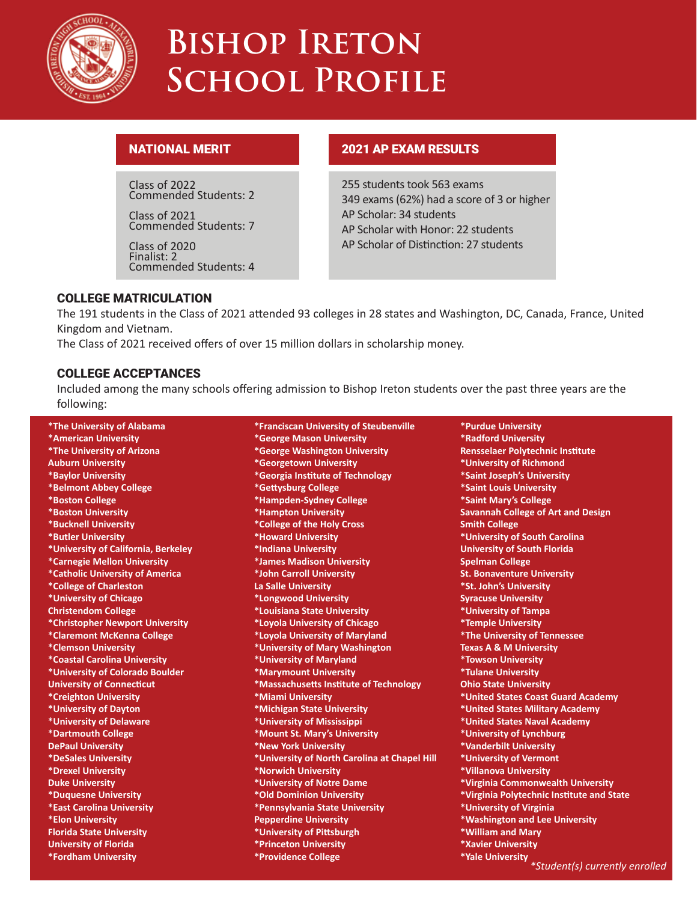# Bishop Ireton School Profile

## NATIONAL MERIT

Class of 2022
Commended Students: 2

Class of 2021
Commended Students: 7

Class of 2020
Finalist: 2
Commended Students: 4

## 2021 AP EXAM RESULTS

255 students took 563 exams
349 exams (62%) had a score of 3 or higher
AP Scholar: 34 students
AP Scholar with Honor: 22 students
AP Scholar of Distinction: 27 students

## COLLEGE MATRICULATION

The 191 students in the Class of 2021 attended 93 colleges in 28 states and Washington, DC, Canada, France, United Kingdom and Vietnam.
The Class of 2021 received offers of over 15 million dollars in scholarship money.

## COLLEGE ACCEPTANCES

Included among the many schools offering admission to Bishop Ireton students over the past three years are the following:

- *The University of Alabama
- *American University
- *The University of Arizona
- Auburn University
- *Baylor University
- *Belmont Abbey College
- *Boston College
- *Boston University
- *Bucknell University
- *Butler University
- *University of California, Berkeley
- *Carnegie Mellon University
- *Catholic University of America
- *College of Charleston
- *University of Chicago
- Christendom College
- *Christopher Newport University
- *Claremont McKenna College
- *Clemson University
- *Coastal Carolina University
- *University of Colorado Boulder
- University of Connecticut
- *Creighton University
- *University of Dayton
- *University of Delaware
- *Dartmouth College
- DePaul University
- *DeSales University
- *Drexel University
- Duke University
- *Duquesne University
- *East Carolina University
- *Elon University
- Florida State University
- University of Florida
- *Fordham University
- *Franciscan University of Steubenville
- *George Mason University
- *George Washington University
- *Georgetown University
- *Georgia Institute of Technology
- *Gettysburg College
- *Hampden-Sydney College
- *Hampton University
- *College of the Holy Cross
- *Howard University
- *Indiana University
- *James Madison University
- *John Carroll University
- La Salle University
- *Longwood University
- *Louisiana State University
- *Loyola University of Chicago
- *Loyola University of Maryland
- *University of Mary Washington
- *University of Maryland
- *Marymount University
- *Massachusetts Institute of Technology
- *Miami University
- *Michigan State University
- *University of Mississippi
- *Mount St. Mary's University
- *New York University
- *University of North Carolina at Chapel Hill
- *Norwich University
- *University of Notre Dame
- *Old Dominion University
- *Pennsylvania State University
- Pepperdine University
- *University of Pittsburgh
- *Princeton University
- *Providence College
- *Purdue University
- *Radford University
- Rensselaer Polytechnic Institute
- *University of Richmond
- *Saint Joseph's University
- *Saint Louis University
- *Saint Mary's College
- Savannah College of Art and Design
- Smith College
- *University of South Carolina
- University of South Florida
- Spelman College
- St. Bonaventure University
- *St. John's University
- Syracuse University
- *University of Tampa
- *Temple University
- *The University of Tennessee
- Texas A & M University
- *Towson University
- *Tulane University
- Ohio State University
- *United States Coast Guard Academy
- *United States Military Academy
- *United States Naval Academy
- *University of Lynchburg
- *Vanderbilt University
- *University of Vermont
- *Villanova University
- *Virginia Commonwealth University
- *Virginia Polytechnic Institute and State
- *University of Virginia
- *Washington and Lee University
- *William and Mary
- *Xavier University
- *Yale University

*\*Student(s) currently enrolled*